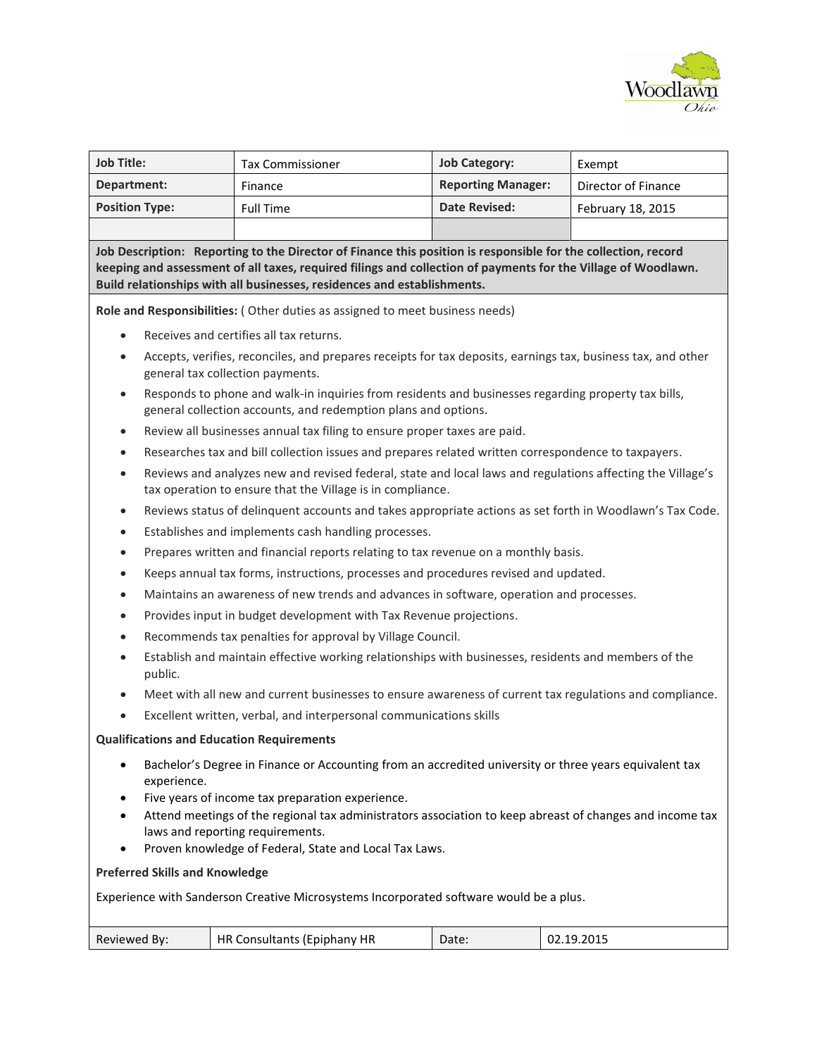Woodlawn Ohio

| Job Title: | Tax Commissioner | Job Category: | Exempt |
|---|---|---|---|
| Department: | Finance | Reporting Manager: | Director of Finance |
| Position Type: | Full Time | Date Revised: | February 18, 2015 |
| | | | |

**Job Description: Reporting to the Director of Finance this position is responsible for the collection, record keeping and assessment of all taxes, required filings and collection of payments for the Village of Woodlawn. Build relationships with all businesses, residences and establishments.**

**Role and Responsibilities:** ( Other duties as assigned to meet business needs)

- Receives and certifies all tax returns.
- Accepts, verifies, reconciles, and prepares receipts for tax deposits, earnings tax, business tax, and other general tax collection payments.
- Responds to phone and walk-in inquiries from residents and businesses regarding property tax bills, general collection accounts, and redemption plans and options.
- Review all businesses annual tax filing to ensure proper taxes are paid.
- Researches tax and bill collection issues and prepares related written correspondence to taxpayers.
- Reviews and analyzes new and revised federal, state and local laws and regulations affecting the Village's tax operation to ensure that the Village is in compliance.
- Reviews status of delinquent accounts and takes appropriate actions as set forth in Woodlawn's Tax Code.
- Establishes and implements cash handling processes.
- Prepares written and financial reports relating to tax revenue on a monthly basis.
- Keeps annual tax forms, instructions, processes and procedures revised and updated.
- Maintains an awareness of new trends and advances in software, operation and processes.
- Provides input in budget development with Tax Revenue projections.
- Recommends tax penalties for approval by Village Council.
- Establish and maintain effective working relationships with businesses, residents and members of the public.
- Meet with all new and current businesses to ensure awareness of current tax regulations and compliance.
- Excellent written, verbal, and interpersonal communications skills

**Qualifications and Education Requirements**

- Bachelor's Degree in Finance or Accounting from an accredited university or three years equivalent tax experience.
- Five years of income tax preparation experience.
- Attend meetings of the regional tax administrators association to keep abreast of changes and income tax laws and reporting requirements.
- Proven knowledge of Federal, State and Local Tax Laws.

**Preferred Skills and Knowledge**

Experience with Sanderson Creative Microsystems Incorporated software would be a plus.

| Reviewed By: | HR Consultants (Epiphany HR | Date: | 02.19.2015 |
|---|---|---|---|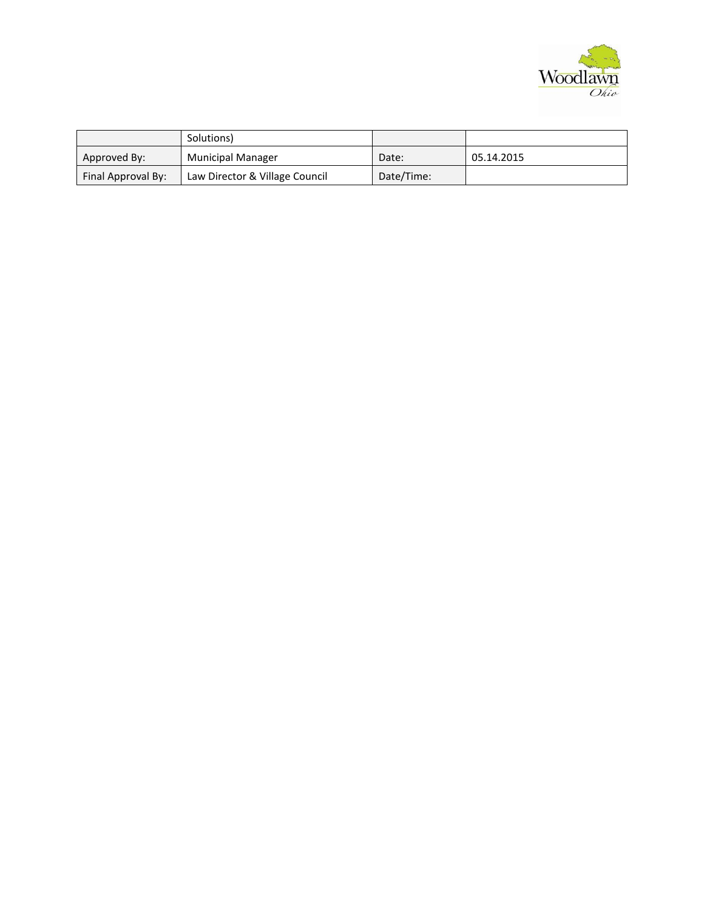| | | | |
|---|---|---|---|
| | Solutions) | | |
| Approved By: | Municipal Manager | Date: | 05.14.2015 |
| Final Approval By: | Law Director & Village Council | Date/Time: | |